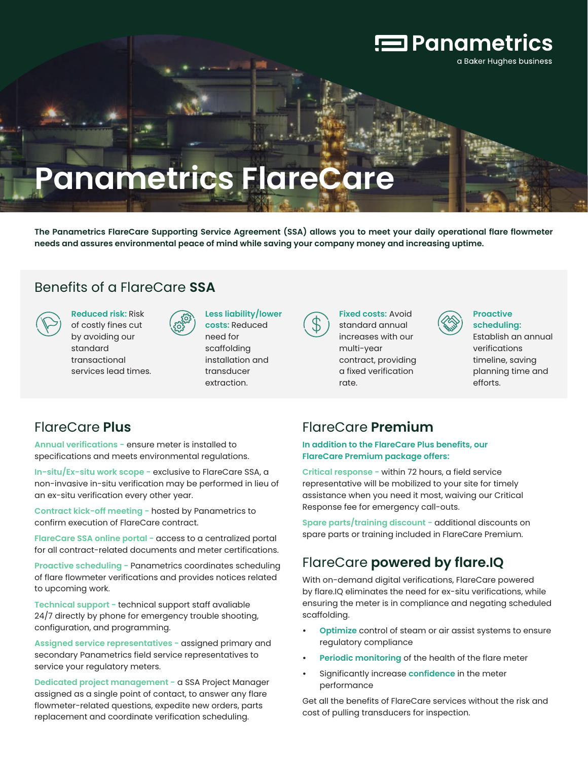Panametrics
a Baker Hughes business

# Panametrics FlareCare

**The Panametrics FlareCare Supporting Service Agreement (SSA) allows you to meet your daily operational flare flowmeter needs and assures environmental peace of mind while saving your company money and increasing uptime.**

## Benefits of a FlareCare **SSA**

**Reduced risk:** Risk of costly fines cut by avoiding our standard transactional services lead times.

**Less liability/lower costs:** Reduced need for scaffolding installation and transducer extraction.

**Fixed costs:** Avoid standard annual increases with our multi-year contract, providing a fixed verification rate.

**Proactive scheduling:** Establish an annual verifications timeline, saving planning time and efforts.

## FlareCare **Plus**

**Annual verifications -** ensure meter is installed to specifications and meets environmental regulations.

**In-situ/Ex-situ work scope -** exclusive to FlareCare SSA, a non-invasive in-situ verification may be performed in lieu of an ex-situ verification every other year.

**Contract kick-off meeting -** hosted by Panametrics to confirm execution of FlareCare contract.

**FlareCare SSA online portal -** access to a centralized portal for all contract-related documents and meter certifications.

**Proactive scheduling -** Panametrics coordinates scheduling of flare flowmeter verifications and provides notices related to upcoming work.

**Technical support -** technical support staff avaliable 24/7 directly by phone for emergency trouble shooting, configuration, and programming.

**Assigned service representatives -** assigned primary and secondary Panametrics field service representatives to service your regulatory meters.

**Dedicated project management -** a SSA Project Manager assigned as a single point of contact, to answer any flare flowmeter-related questions, expedite new orders, parts replacement and coordinate verification scheduling.

## FlareCare **Premium**

**In addition to the FlareCare Plus benefits, our FlareCare Premium package offers:**

**Critical response -** within 72 hours, a field service representative will be mobilized to your site for timely assistance when you need it most, waiving our Critical Response fee for emergency call-outs.

**Spare parts/training discount -** additional discounts on spare parts or training included in FlareCare Premium.

## FlareCare **powered by flare.IQ**

With on-demand digital verifications, FlareCare powered by flare.IQ eliminates the need for ex-situ verifications, while ensuring the meter is in compliance and negating scheduled scaffolding.

- **Optimize** control of steam or air assist systems to ensure regulatory compliance
- **Periodic monitoring** of the health of the flare meter
- Significantly increase **confidence** in the meter performance

Get all the benefits of FlareCare services without the risk and cost of pulling transducers for inspection.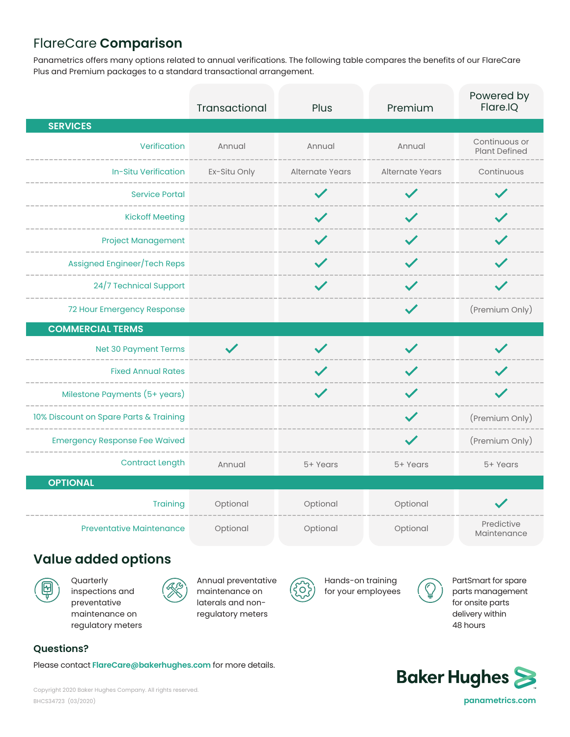# FlareCare **Comparison**

Panametrics offers many options related to annual verifications. The following table compares the benefits of our FlareCare Plus and Premium packages to a standard transactional arrangement.

| | Transactional | Plus | Premium | Powered by Flare.IQ |
|---|---|---|---|---|
| **SERVICES** | | | | |
| Verification | Annual | Annual | Annual | Continuous or Plant Defined |
| In-Situ Verification | Ex-Situ Only | Alternate Years | Alternate Years | Continuous |
| Service Portal | | ✓ | ✓ | ✓ |
| Kickoff Meeting | | ✓ | ✓ | ✓ |
| Project Management | | ✓ | ✓ | ✓ |
| Assigned Engineer/Tech Reps | | ✓ | ✓ | ✓ |
| 24/7 Technical Support | | ✓ | ✓ | ✓ |
| 72 Hour Emergency Response | | | ✓ | (Premium Only) |
| **COMMERCIAL TERMS** | | | | |
| Net 30 Payment Terms | ✓ | ✓ | ✓ | ✓ |
| Fixed Annual Rates | | ✓ | ✓ | ✓ |
| Milestone Payments (5+ years) | | ✓ | ✓ | ✓ |
| 10% Discount on Spare Parts & Training | | | ✓ | (Premium Only) |
| Emergency Response Fee Waived | | | ✓ | (Premium Only) |
| Contract Length | Annual | 5+ Years | 5+ Years | 5+ Years |
| **OPTIONAL** | | | | |
| Training | Optional | Optional | Optional | ✓ |
| Preventative Maintenance | Optional | Optional | Optional | Predictive Maintenance |

## Value added options

- Quarterly inspections and preventative maintenance on regulatory meters
- Annual preventative maintenance on laterals and non-regulatory meters
- Hands-on training for your employees
- PartSmart for spare parts management for onsite parts delivery within 48 hours

### Questions?

Please contact **FlareCare@bakerhughes.com** for more details.

Copyright 2020 Baker Hughes Company. All rights reserved.
BHCS34723 (03/2020)

Baker Hughes

**panametrics.com**